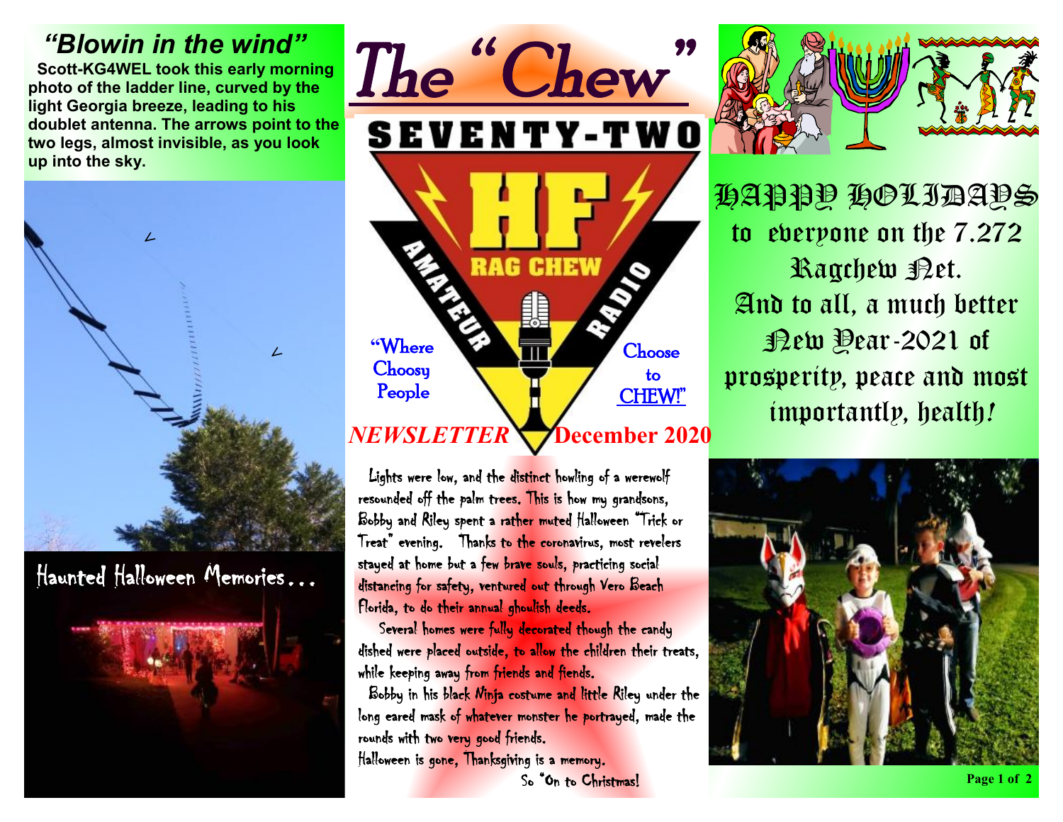# The "Chew"

SEVENTY-TWO

HF RAG CHEW AMATEUR RADIO

"Where Choosy People Choose to CHEW!"

***NEWSLETTER*** **December 2020**

## *"Blowin in the wind"*

**Scott-KG4WEL took this early morning photo of the ladder line, curved by the light Georgia breeze, leading to his doublet antenna. The arrows point to the two legs, almost invisible, as you look up into the sky.**

## Haunted Halloween Memories…

Lights were low, and the distinct howling of a werewolf resounded off the palm trees. This is how my grandsons, Bobby and Riley spent a rather muted Halloween "Trick or Treat" evening. Thanks to the coronavirus, most revelers stayed at home but a few brave souls, practicing social distancing for safety, ventured out through Vero Beach Florida, to do their annual ghoulish deeds.

Several homes were fully decorated though the candy dished were placed outside, to allow the children their treats, while keeping away from friends and fiends.

Bobby in his black Ninja costume and little Riley under the long eared mask of whatever monster he portrayed, made the rounds with two very good friends.

Halloween is gone, Thanksgiving is a memory.

So "On to Christmas!

## HAPPY HOLIDAYS

to everyone on the 7.272 Ragchew Net.
And to all, a much better New Year-2021 of prosperity, peace and most importantly, health!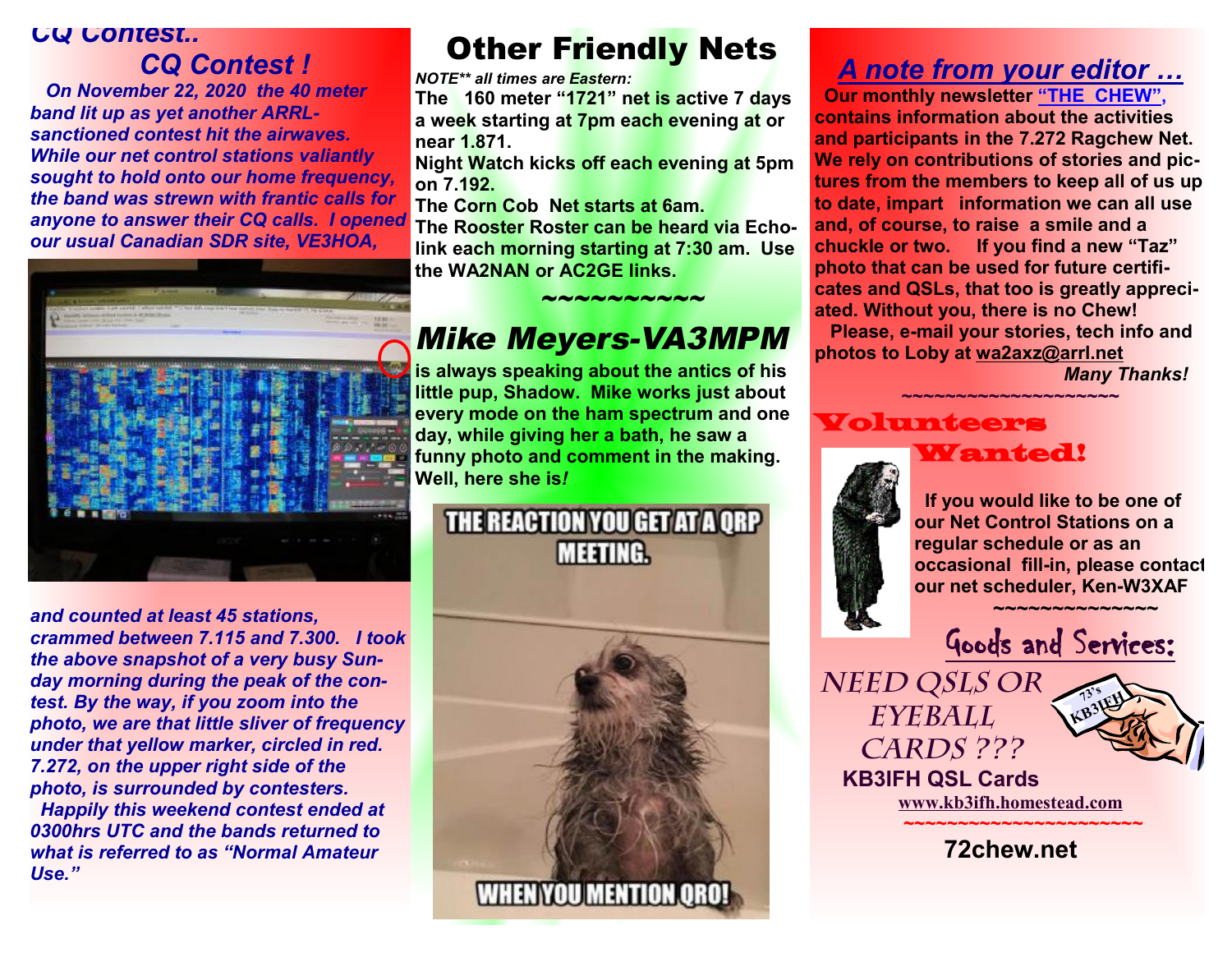## CQ Contest..

## CQ Contest !

*On November 22, 2020 the 40 meter band lit up as yet another ARRL-sanctioned contest hit the airwaves. While our net control stations valiantly sought to hold onto our home frequency, the band was strewn with frantic calls for anyone to answer their CQ calls. I opened our usual Canadian SDR site, VE3HOA, and counted at least 45 stations, crammed between 7.115 and 7.300. I took the above snapshot of a very busy Sunday morning during the peak of the contest. By the way, if you zoom into the photo, we are that little sliver of frequency under that yellow marker, circled in red. 7.272, on the upper right side of the photo, is surrounded by contesters.*

*Happily this weekend contest ended at 0300hrs UTC and the bands returned to what is referred to as "Normal Amateur Use."*

# Other Friendly Nets

*NOTE** all times are Eastern:*

**The 160 meter "1721" net is active 7 days a week starting at 7pm each evening at or near 1.871.**

**Night Watch kicks off each evening at 5pm on 7.192.**

**The Corn Cob Net starts at 6am.**

**The Rooster Roster can be heard via Echolink each morning starting at 7:30 am. Use the WA2NAN or AC2GE links.**

~~~~~~~~~~

## *Mike Meyers-VA3MPM*

**is always speaking about the antics of his little pup, Shadow. Mike works just about every mode on the ham spectrum and one day, while giving her a bath, he saw a funny photo and comment in the making. Well, here she is*!***

THE REACTION YOU GET AT A QRP MEETING.

WHEN YOU MENTION QRO!

## *A note from your editor …*

**Our monthly newsletter "THE CHEW", contains information about the activities and participants in the 7.272 Ragchew Net. We rely on contributions of stories and pictures from the members to keep all of us up to date, impart information we can all use and, of course, to raise a smile and a chuckle or two. If you find a new "Taz" photo that can be used for future certificates and QSLs, that too is greatly appreciated. Without you, there is no Chew!**

**Please, e-mail your stories, tech info and photos to Loby at wa2axz@arrl.net**

***Many Thanks!***

~~~~~~~~~~~~~~~~~~~~

## Volunteers Wanted!

**If you would like to be one of our Net Control Stations on a regular schedule or as an occasional fill-in, please contact our net scheduler, Ken-W3XAF**

~~~~~~~~~~~~~~

## Goods and Services:

NEED QSLS OR EYEBALL CARDS ???

**KB3IFH QSL Cards**

**www.kb3ifh.homestead.com**

~~~~~~~~~~~~~~~~~~~~~~

**72chew.net**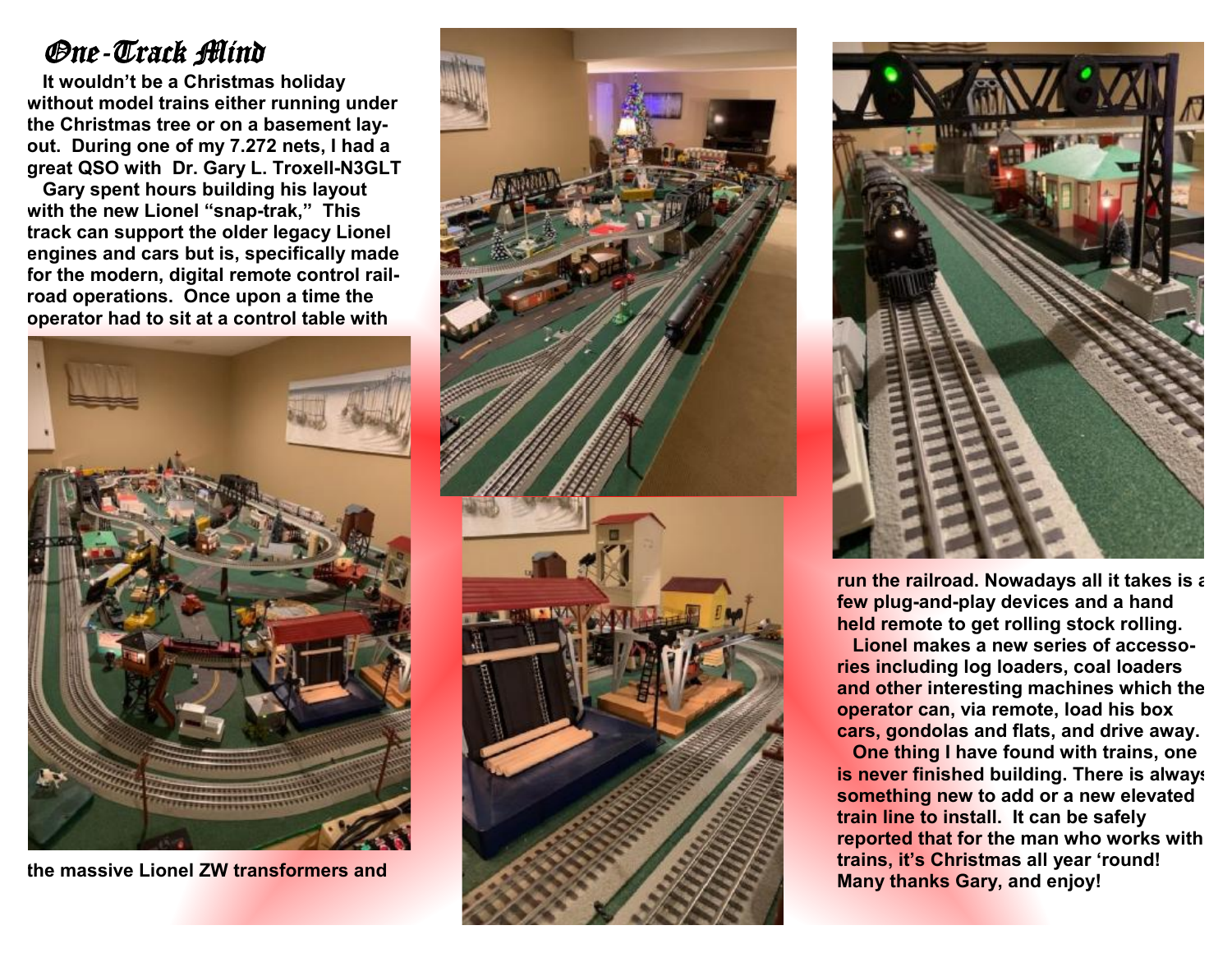# One-Track Mind

**It wouldn't be a Christmas holiday without model trains either running under the Christmas tree or on a basement layout. During one of my 7.272 nets, I had a great QSO with Dr. Gary L. Troxell-N3GLT**

**Gary spent hours building his layout with the new Lionel "snap-trak," This track can support the older legacy Lionel engines and cars but is, specifically made for the modern, digital remote control railroad operations. Once upon a time the operator had to sit at a control table with the massive Lionel ZW transformers and run the railroad. Nowadays all it takes is a few plug-and-play devices and a hand held remote to get rolling stock rolling.**

**Lionel makes a new series of accessories including log loaders, coal loaders and other interesting machines which the operator can, via remote, load his box cars, gondolas and flats, and drive away.**

**One thing I have found with trains, one is never finished building. There is always something new to add or a new elevated train line to install. It can be safely reported that for the man who works with trains, it's Christmas all year 'round! Many thanks Gary, and enjoy!**